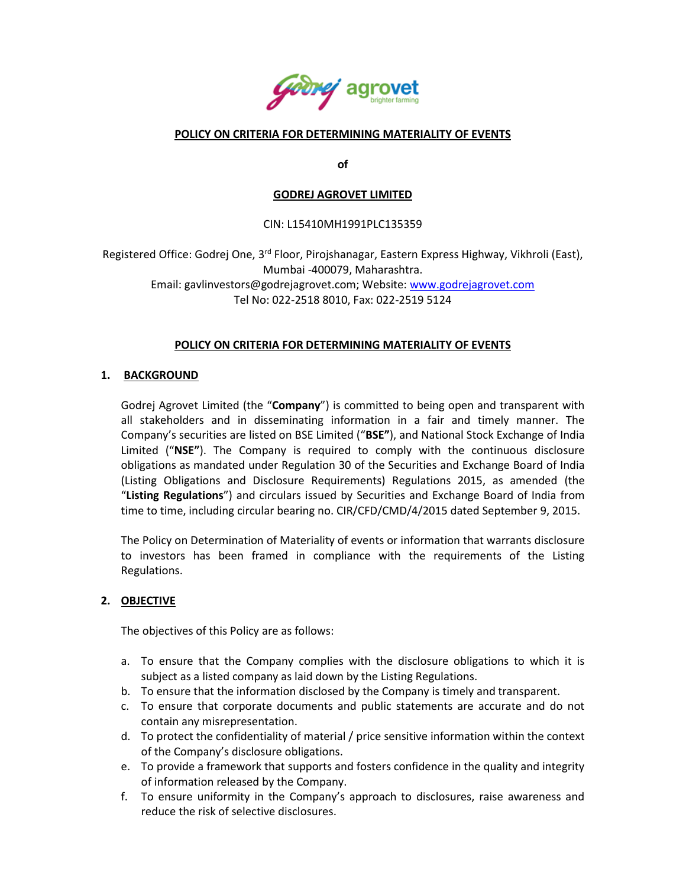**POLICY ON CRITERIA FOR DETERMINING MATERIALITY OF EVENTS**

**of**

**GODREJ AGROVET LIMITED**

CIN: L15410MH1991PLC135359

Registered Office: Godrej One, 3rd Floor, Pirojshanagar, Eastern Express Highway, Vikhroli (East), Mumbai -400079, Maharashtra.
Email: gavlinvestors@godrejagrovet.com; Website: www.godrejagrovet.com
Tel No: 022-2518 8010, Fax: 022-2519 5124

# POLICY ON CRITERIA FOR DETERMINING MATERIALITY OF EVENTS

## 1. BACKGROUND

Godrej Agrovet Limited (the "**Company**") is committed to being open and transparent with all stakeholders and in disseminating information in a fair and timely manner. The Company's securities are listed on BSE Limited ("**BSE"**), and National Stock Exchange of India Limited ("**NSE"**). The Company is required to comply with the continuous disclosure obligations as mandated under Regulation 30 of the Securities and Exchange Board of India (Listing Obligations and Disclosure Requirements) Regulations 2015, as amended (the "**Listing Regulations**") and circulars issued by Securities and Exchange Board of India from time to time, including circular bearing no. CIR/CFD/CMD/4/2015 dated September 9, 2015.

The Policy on Determination of Materiality of events or information that warrants disclosure to investors has been framed in compliance with the requirements of the Listing Regulations.

## 2. OBJECTIVE

The objectives of this Policy are as follows:

a. To ensure that the Company complies with the disclosure obligations to which it is subject as a listed company as laid down by the Listing Regulations.
b. To ensure that the information disclosed by the Company is timely and transparent.
c. To ensure that corporate documents and public statements are accurate and do not contain any misrepresentation.
d. To protect the confidentiality of material / price sensitive information within the context of the Company's disclosure obligations.
e. To provide a framework that supports and fosters confidence in the quality and integrity of information released by the Company.
f. To ensure uniformity in the Company's approach to disclosures, raise awareness and reduce the risk of selective disclosures.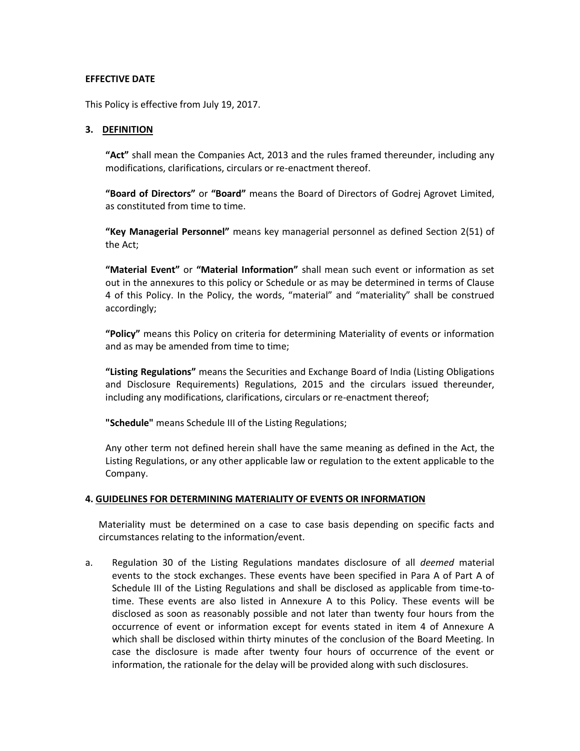**EFFECTIVE DATE**

This Policy is effective from July 19, 2017.

## 3. DEFINITION

**"Act"** shall mean the Companies Act, 2013 and the rules framed thereunder, including any modifications, clarifications, circulars or re-enactment thereof.

**"Board of Directors"** or **"Board"** means the Board of Directors of Godrej Agrovet Limited, as constituted from time to time.

**"Key Managerial Personnel"** means key managerial personnel as defined Section 2(51) of the Act;

**"Material Event"** or **"Material Information"** shall mean such event or information as set out in the annexures to this policy or Schedule or as may be determined in terms of Clause 4 of this Policy. In the Policy, the words, "material" and "materiality" shall be construed accordingly;

**"Policy"** means this Policy on criteria for determining Materiality of events or information and as may be amended from time to time;

**"Listing Regulations"** means the Securities and Exchange Board of India (Listing Obligations and Disclosure Requirements) Regulations, 2015 and the circulars issued thereunder, including any modifications, clarifications, circulars or re-enactment thereof;

**"Schedule"** means Schedule III of the Listing Regulations;

Any other term not defined herein shall have the same meaning as defined in the Act, the Listing Regulations, or any other applicable law or regulation to the extent applicable to the Company.

## 4. GUIDELINES FOR DETERMINING MATERIALITY OF EVENTS OR INFORMATION

Materiality must be determined on a case to case basis depending on specific facts and circumstances relating to the information/event.

a. Regulation 30 of the Listing Regulations mandates disclosure of all *deemed* material events to the stock exchanges. These events have been specified in Para A of Part A of Schedule III of the Listing Regulations and shall be disclosed as applicable from time-to-time. These events are also listed in Annexure A to this Policy. These events will be disclosed as soon as reasonably possible and not later than twenty four hours from the occurrence of event or information except for events stated in item 4 of Annexure A which shall be disclosed within thirty minutes of the conclusion of the Board Meeting. In case the disclosure is made after twenty four hours of occurrence of the event or information, the rationale for the delay will be provided along with such disclosures.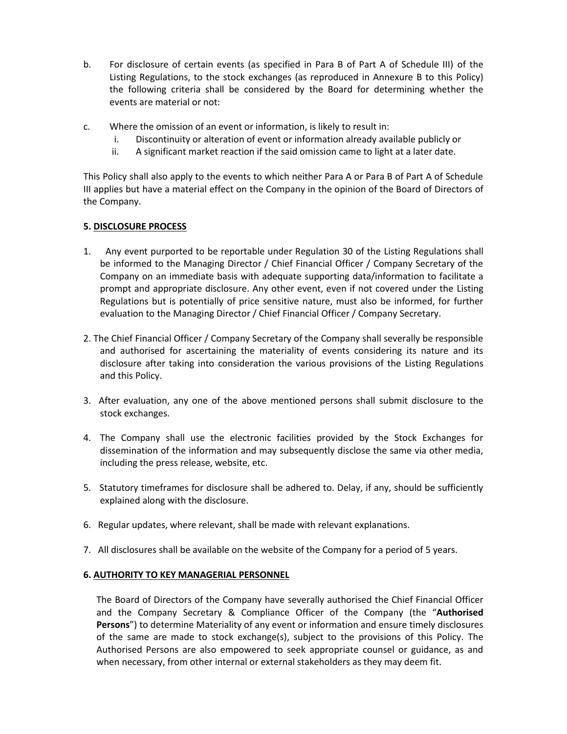b. For disclosure of certain events (as specified in Para B of Part A of Schedule III) of the Listing Regulations, to the stock exchanges (as reproduced in Annexure B to this Policy) the following criteria shall be considered by the Board for determining whether the events are material or not:

c. Where the omission of an event or information, is likely to result in:
   i. Discontinuity or alteration of event or information already available publicly or
   ii. A significant market reaction if the said omission came to light at a later date.

This Policy shall also apply to the events to which neither Para A or Para B of Part A of Schedule III applies but have a material effect on the Company in the opinion of the Board of Directors of the Company.

## 5. DISCLOSURE PROCESS

1. Any event purported to be reportable under Regulation 30 of the Listing Regulations shall be informed to the Managing Director / Chief Financial Officer / Company Secretary of the Company on an immediate basis with adequate supporting data/information to facilitate a prompt and appropriate disclosure. Any other event, even if not covered under the Listing Regulations but is potentially of price sensitive nature, must also be informed, for further evaluation to the Managing Director / Chief Financial Officer / Company Secretary.

2. The Chief Financial Officer / Company Secretary of the Company shall severally be responsible and authorised for ascertaining the materiality of events considering its nature and its disclosure after taking into consideration the various provisions of the Listing Regulations and this Policy.

3. After evaluation, any one of the above mentioned persons shall submit disclosure to the stock exchanges.

4. The Company shall use the electronic facilities provided by the Stock Exchanges for dissemination of the information and may subsequently disclose the same via other media, including the press release, website, etc.

5. Statutory timeframes for disclosure shall be adhered to. Delay, if any, should be sufficiently explained along with the disclosure.

6. Regular updates, where relevant, shall be made with relevant explanations.

7. All disclosures shall be available on the website of the Company for a period of 5 years.

## 6. AUTHORITY TO KEY MANAGERIAL PERSONNEL

The Board of Directors of the Company have severally authorised the Chief Financial Officer and the Company Secretary & Compliance Officer of the Company (the "**Authorised Persons**") to determine Materiality of any event or information and ensure timely disclosures of the same are made to stock exchange(s), subject to the provisions of this Policy. The Authorised Persons are also empowered to seek appropriate counsel or guidance, as and when necessary, from other internal or external stakeholders as they may deem fit.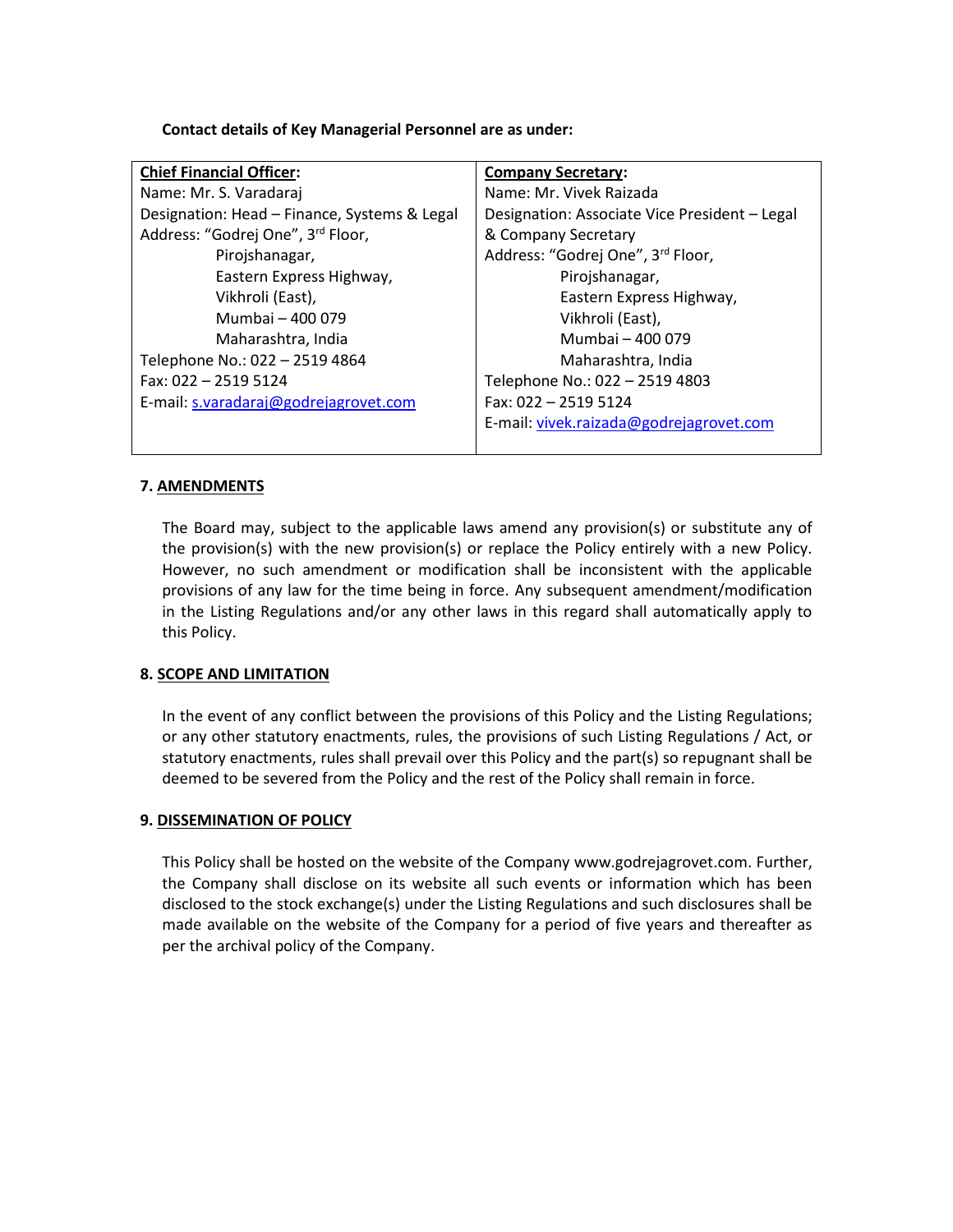**Contact details of Key Managerial Personnel are as under:**

| **Chief Financial Officer:** | **Company Secretary:** |
|---|---|
| Name: Mr. S. Varadaraj<br>Designation: Head – Finance, Systems & Legal<br>Address: "Godrej One", 3rd Floor,<br>Pirojshanagar,<br>Eastern Express Highway,<br>Vikhroli (East),<br>Mumbai – 400 079<br>Maharashtra, India<br>Telephone No.: 022 – 2519 4864<br>Fax: 022 – 2519 5124<br>E-mail: s.varadaraj@godrejagrovet.com | Name: Mr. Vivek Raizada<br>Designation: Associate Vice President – Legal & Company Secretary<br>Address: "Godrej One", 3rd Floor,<br>Pirojshanagar,<br>Eastern Express Highway,<br>Vikhroli (East),<br>Mumbai – 400 079<br>Maharashtra, India<br>Telephone No.: 022 – 2519 4803<br>Fax: 022 – 2519 5124<br>E-mail: vivek.raizada@godrejagrovet.com |

**7. AMENDMENTS**

The Board may, subject to the applicable laws amend any provision(s) or substitute any of the provision(s) with the new provision(s) or replace the Policy entirely with a new Policy. However, no such amendment or modification shall be inconsistent with the applicable provisions of any law for the time being in force. Any subsequent amendment/modification in the Listing Regulations and/or any other laws in this regard shall automatically apply to this Policy.

**8. SCOPE AND LIMITATION**

In the event of any conflict between the provisions of this Policy and the Listing Regulations; or any other statutory enactments, rules, the provisions of such Listing Regulations / Act, or statutory enactments, rules shall prevail over this Policy and the part(s) so repugnant shall be deemed to be severed from the Policy and the rest of the Policy shall remain in force.

**9. DISSEMINATION OF POLICY**

This Policy shall be hosted on the website of the Company www.godrejagrovet.com. Further, the Company shall disclose on its website all such events or information which has been disclosed to the stock exchange(s) under the Listing Regulations and such disclosures shall be made available on the website of the Company for a period of five years and thereafter as per the archival policy of the Company.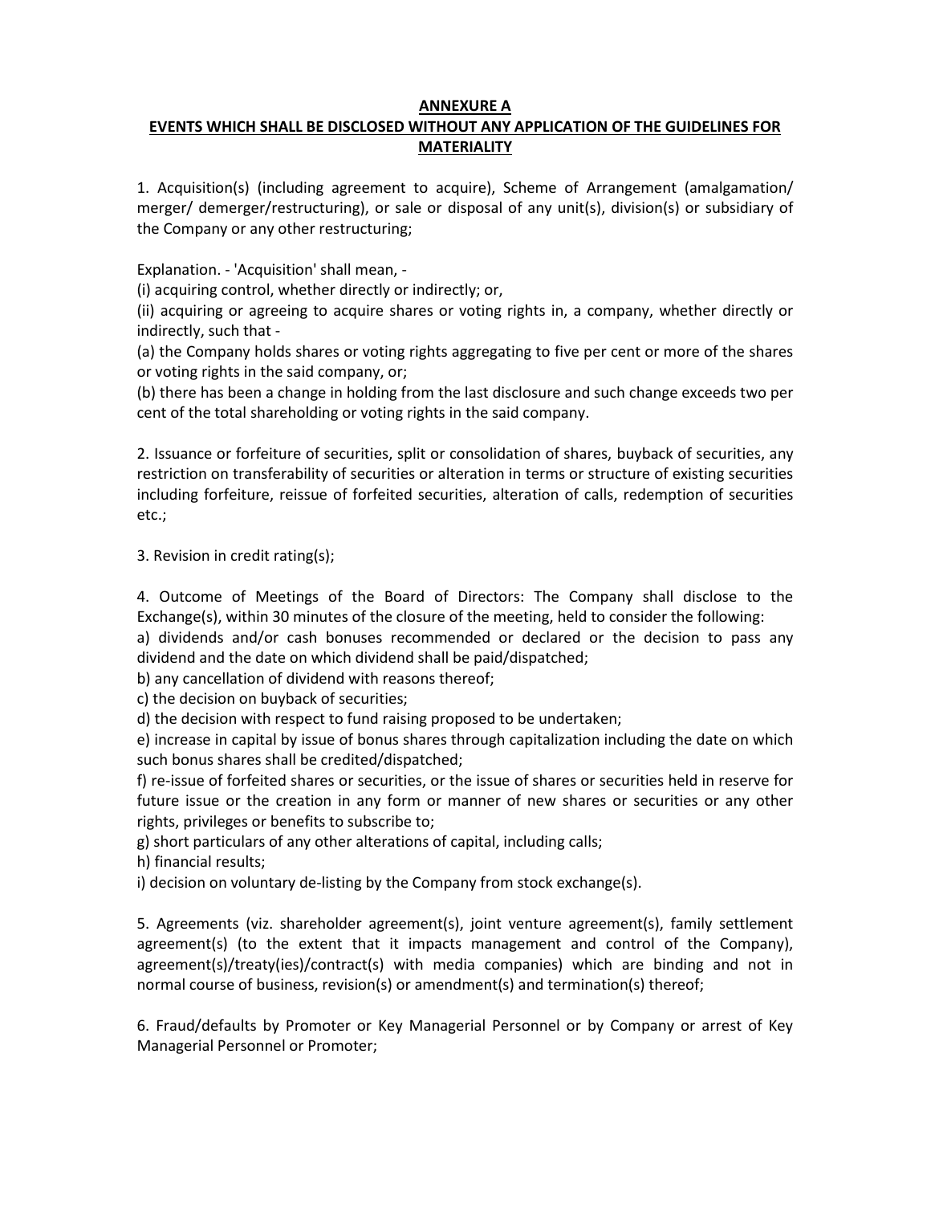**ANNEXURE A**

**EVENTS WHICH SHALL BE DISCLOSED WITHOUT ANY APPLICATION OF THE GUIDELINES FOR MATERIALITY**

1. Acquisition(s) (including agreement to acquire), Scheme of Arrangement (amalgamation/ merger/ demerger/restructuring), or sale or disposal of any unit(s), division(s) or subsidiary of the Company or any other restructuring;

Explanation. - 'Acquisition' shall mean, -

(i) acquiring control, whether directly or indirectly; or,

(ii) acquiring or agreeing to acquire shares or voting rights in, a company, whether directly or indirectly, such that -

(a) the Company holds shares or voting rights aggregating to five per cent or more of the shares or voting rights in the said company, or;

(b) there has been a change in holding from the last disclosure and such change exceeds two per cent of the total shareholding or voting rights in the said company.

2. Issuance or forfeiture of securities, split or consolidation of shares, buyback of securities, any restriction on transferability of securities or alteration in terms or structure of existing securities including forfeiture, reissue of forfeited securities, alteration of calls, redemption of securities etc.;

3. Revision in credit rating(s);

4. Outcome of Meetings of the Board of Directors: The Company shall disclose to the Exchange(s), within 30 minutes of the closure of the meeting, held to consider the following:

a) dividends and/or cash bonuses recommended or declared or the decision to pass any dividend and the date on which dividend shall be paid/dispatched;

b) any cancellation of dividend with reasons thereof;

c) the decision on buyback of securities;

d) the decision with respect to fund raising proposed to be undertaken;

e) increase in capital by issue of bonus shares through capitalization including the date on which such bonus shares shall be credited/dispatched;

f) re-issue of forfeited shares or securities, or the issue of shares or securities held in reserve for future issue or the creation in any form or manner of new shares or securities or any other rights, privileges or benefits to subscribe to;

g) short particulars of any other alterations of capital, including calls;

h) financial results;

i) decision on voluntary de-listing by the Company from stock exchange(s).

5. Agreements (viz. shareholder agreement(s), joint venture agreement(s), family settlement agreement(s) (to the extent that it impacts management and control of the Company), agreement(s)/treaty(ies)/contract(s) with media companies) which are binding and not in normal course of business, revision(s) or amendment(s) and termination(s) thereof;

6. Fraud/defaults by Promoter or Key Managerial Personnel or by Company or arrest of Key Managerial Personnel or Promoter;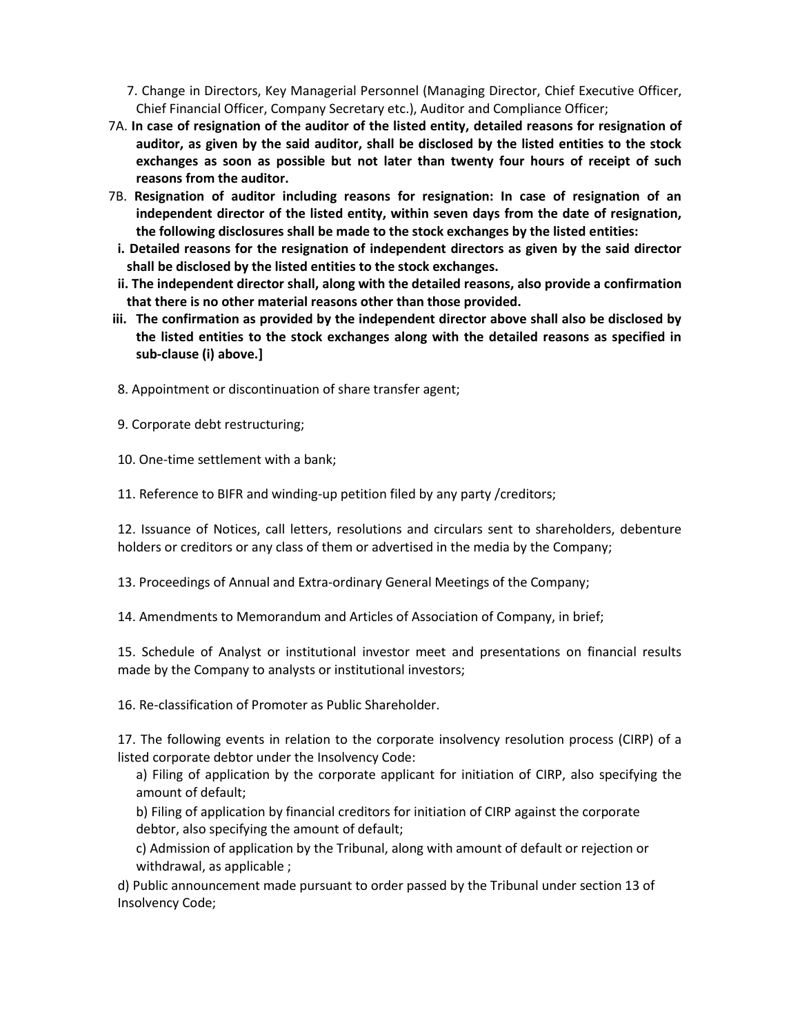7. Change in Directors, Key Managerial Personnel (Managing Director, Chief Executive Officer, Chief Financial Officer, Company Secretary etc.), Auditor and Compliance Officer;

7A. **In case of resignation of the auditor of the listed entity, detailed reasons for resignation of auditor, as given by the said auditor, shall be disclosed by the listed entities to the stock exchanges as soon as possible but not later than twenty four hours of receipt of such reasons from the auditor.**

7B. **Resignation of auditor including reasons for resignation: In case of resignation of an independent director of the listed entity, within seven days from the date of resignation, the following disclosures shall be made to the stock exchanges by the listed entities:**

**i. Detailed reasons for the resignation of independent directors as given by the said director shall be disclosed by the listed entities to the stock exchanges.**

**ii. The independent director shall, along with the detailed reasons, also provide a confirmation that there is no other material reasons other than those provided.**

**iii. The confirmation as provided by the independent director above shall also be disclosed by the listed entities to the stock exchanges along with the detailed reasons as specified in sub-clause (i) above.]**

8. Appointment or discontinuation of share transfer agent;

9. Corporate debt restructuring;

10. One-time settlement with a bank;

11. Reference to BIFR and winding-up petition filed by any party /creditors;

12. Issuance of Notices, call letters, resolutions and circulars sent to shareholders, debenture holders or creditors or any class of them or advertised in the media by the Company;

13. Proceedings of Annual and Extra-ordinary General Meetings of the Company;

14. Amendments to Memorandum and Articles of Association of Company, in brief;

15. Schedule of Analyst or institutional investor meet and presentations on financial results made by the Company to analysts or institutional investors;

16. Re-classification of Promoter as Public Shareholder.

17. The following events in relation to the corporate insolvency resolution process (CIRP) of a listed corporate debtor under the Insolvency Code:

a) Filing of application by the corporate applicant for initiation of CIRP, also specifying the amount of default;

b) Filing of application by financial creditors for initiation of CIRP against the corporate debtor, also specifying the amount of default;

c) Admission of application by the Tribunal, along with amount of default or rejection or withdrawal, as applicable ;

d) Public announcement made pursuant to order passed by the Tribunal under section 13 of Insolvency Code;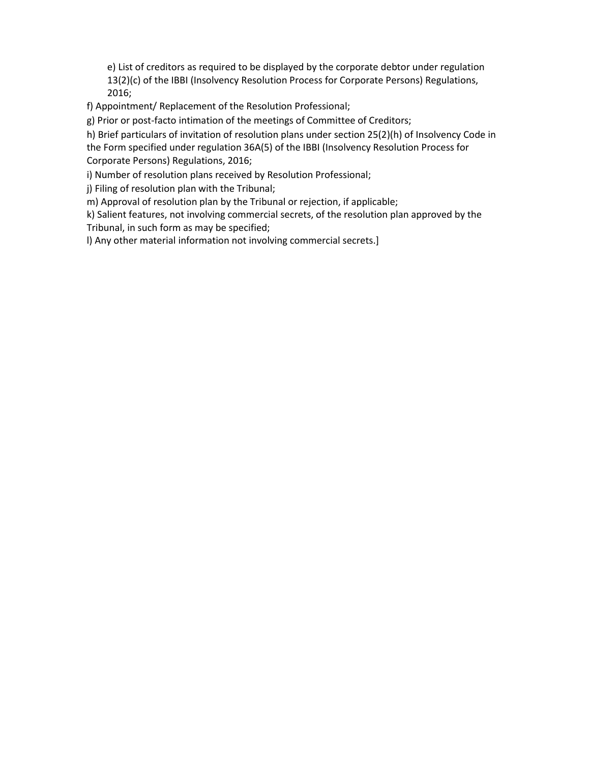e) List of creditors as required to be displayed by the corporate debtor under regulation 13(2)(c) of the IBBI (Insolvency Resolution Process for Corporate Persons) Regulations, 2016;

f) Appointment/ Replacement of the Resolution Professional;

g) Prior or post-facto intimation of the meetings of Committee of Creditors;

h) Brief particulars of invitation of resolution plans under section 25(2)(h) of Insolvency Code in the Form specified under regulation 36A(5) of the IBBI (Insolvency Resolution Process for Corporate Persons) Regulations, 2016;

i) Number of resolution plans received by Resolution Professional;

j) Filing of resolution plan with the Tribunal;

m) Approval of resolution plan by the Tribunal or rejection, if applicable;

k) Salient features, not involving commercial secrets, of the resolution plan approved by the Tribunal, in such form as may be specified;

l) Any other material information not involving commercial secrets.]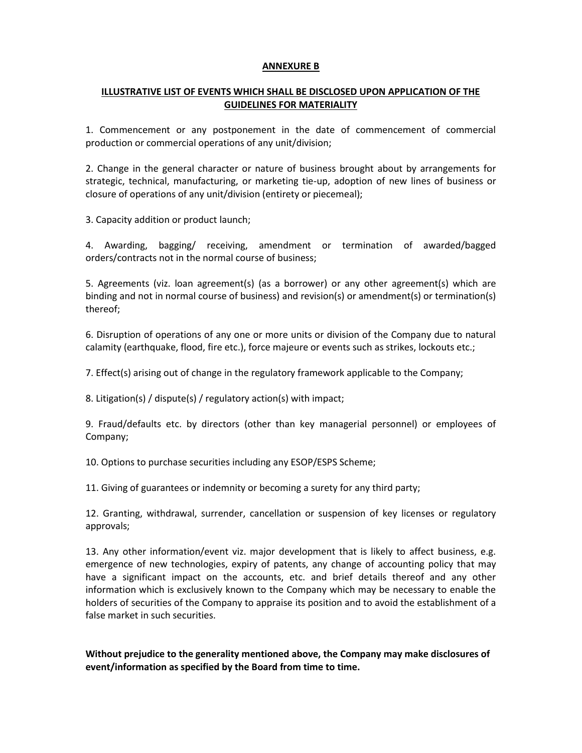## ANNEXURE B

### ILLUSTRATIVE LIST OF EVENTS WHICH SHALL BE DISCLOSED UPON APPLICATION OF THE GUIDELINES FOR MATERIALITY

1. Commencement or any postponement in the date of commencement of commercial production or commercial operations of any unit/division;

2. Change in the general character or nature of business brought about by arrangements for strategic, technical, manufacturing, or marketing tie-up, adoption of new lines of business or closure of operations of any unit/division (entirety or piecemeal);

3. Capacity addition or product launch;

4. Awarding, bagging/ receiving, amendment or termination of awarded/bagged orders/contracts not in the normal course of business;

5. Agreements (viz. loan agreement(s) (as a borrower) or any other agreement(s) which are binding and not in normal course of business) and revision(s) or amendment(s) or termination(s) thereof;

6. Disruption of operations of any one or more units or division of the Company due to natural calamity (earthquake, flood, fire etc.), force majeure or events such as strikes, lockouts etc.;

7. Effect(s) arising out of change in the regulatory framework applicable to the Company;

8. Litigation(s) / dispute(s) / regulatory action(s) with impact;

9. Fraud/defaults etc. by directors (other than key managerial personnel) or employees of Company;

10. Options to purchase securities including any ESOP/ESPS Scheme;

11. Giving of guarantees or indemnity or becoming a surety for any third party;

12. Granting, withdrawal, surrender, cancellation or suspension of key licenses or regulatory approvals;

13. Any other information/event viz. major development that is likely to affect business, e.g. emergence of new technologies, expiry of patents, any change of accounting policy that may have a significant impact on the accounts, etc. and brief details thereof and any other information which is exclusively known to the Company which may be necessary to enable the holders of securities of the Company to appraise its position and to avoid the establishment of a false market in such securities.

**Without prejudice to the generality mentioned above, the Company may make disclosures of event/information as specified by the Board from time to time.**